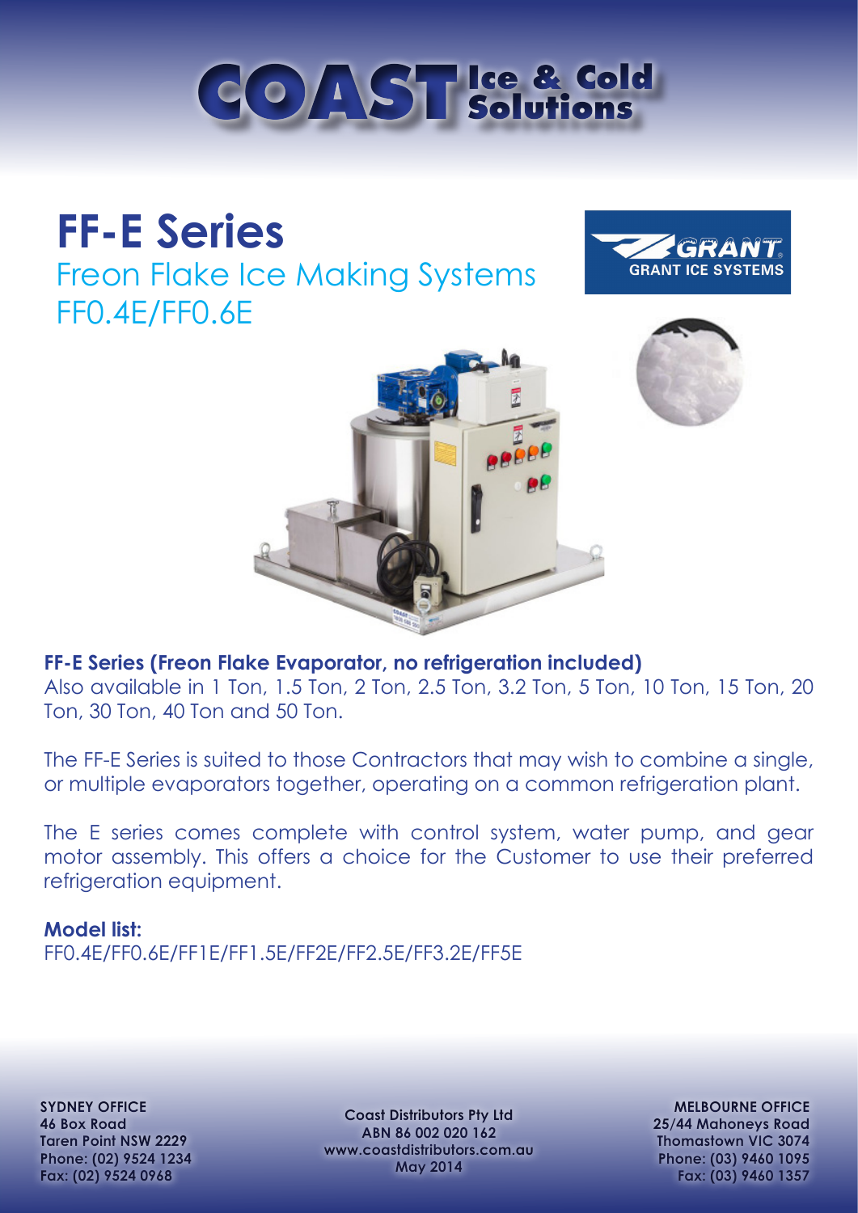COAST Ice & Cold Solutions

# FF-E Series

## Freon Flake Ice Making Systems
## FF0.4E/FF0.6E

GRANT ICE SYSTEMS

**FF-E Series (Freon Flake Evaporator, no refrigeration included)**
Also available in 1 Ton, 1.5 Ton, 2 Ton, 2.5 Ton, 3.2 Ton, 5 Ton, 10 Ton, 15 Ton, 20 Ton, 30 Ton, 40 Ton and 50 Ton.

The FF-E Series is suited to those Contractors that may wish to combine a single, or multiple evaporators together, operating on a common refrigeration plant.

The E series comes complete with control system, water pump, and gear motor assembly. This offers a choice for the Customer to use their preferred refrigeration equipment.

**Model list:**
FF0.4E/FF0.6E/FF1E/FF1.5E/FF2E/FF2.5E/FF3.2E/FF5E

**SYDNEY OFFICE**
46 Box Road
Taren Point NSW 2229
Phone: (02) 9524 1234
Fax: (02) 9524 0968

Coast Distributors Pty Ltd
ABN 86 002 020 162
www.coastdistributors.com.au
May 2014

**MELBOURNE OFFICE**
25/44 Mahoneys Road
Thomastown VIC 3074
Phone: (03) 9460 1095
Fax: (03) 9460 1357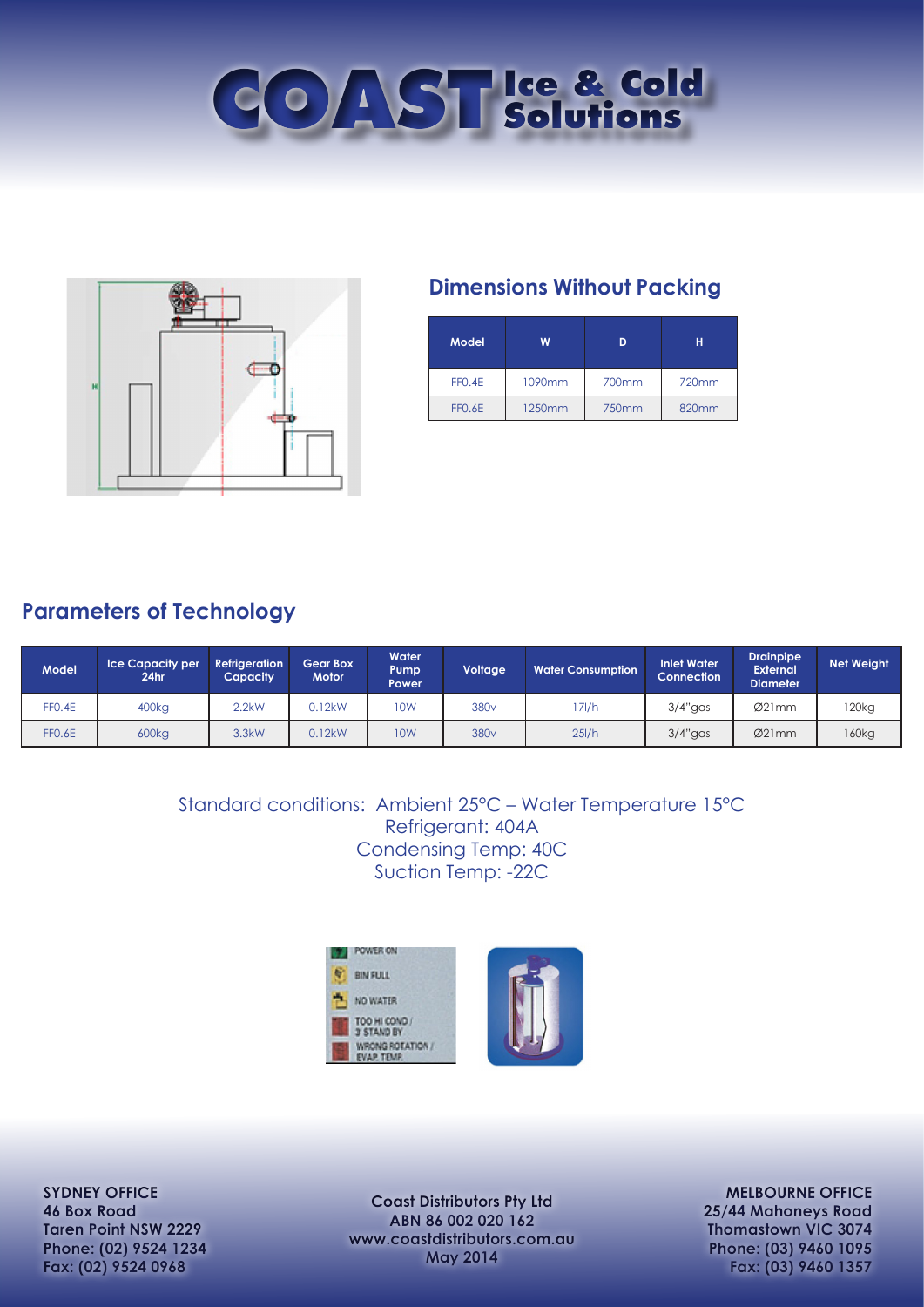# COAST Ice & Cold Solutions

## Dimensions Without Packing

| Model | W | D | H |
|---|---|---|---|
| FF0.4E | 1090mm | 700mm | 720mm |
| FF0.6E | 1250mm | 750mm | 820mm |

## Parameters of Technology

| Model | Ice Capacity per 24hr | Refrigeration Capacity | Gear Box Motor | Water Pump Power | Voltage | Water Consumption | Inlet Water Connection | Drainpipe External Diameter | Net Weight |
|---|---|---|---|---|---|---|---|---|---|
| FF0.4E | 400kg | 2.2kW | 0.12kW | 10W | 380v | 17l/h | 3/4"gas | Ø21mm | 120kg |
| FF0.6E | 600kg | 3.3kW | 0.12kW | 10W | 380v | 25l/h | 3/4"gas | Ø21mm | 160kg |

Standard conditions: Ambient 25°C – Water Temperature 15°C
Refrigerant: 404A
Condensing Temp: 40C
Suction Temp: -22C

POWER ON
BIN FULL
NO WATER
TOO HI COND / 3' STAND BY
WRONG ROTATION / EVAP. TEMP.

**SYDNEY OFFICE**
46 Box Road
Taren Point NSW 2229
Phone: (02) 9524 1234
Fax: (02) 9524 0968

**Coast Distributors Pty Ltd**
ABN 86 002 020 162
www.coastdistributors.com.au
May 2014

**MELBOURNE OFFICE**
25/44 Mahoneys Road
Thomastown VIC 3074
Phone: (03) 9460 1095
Fax: (03) 9460 1357